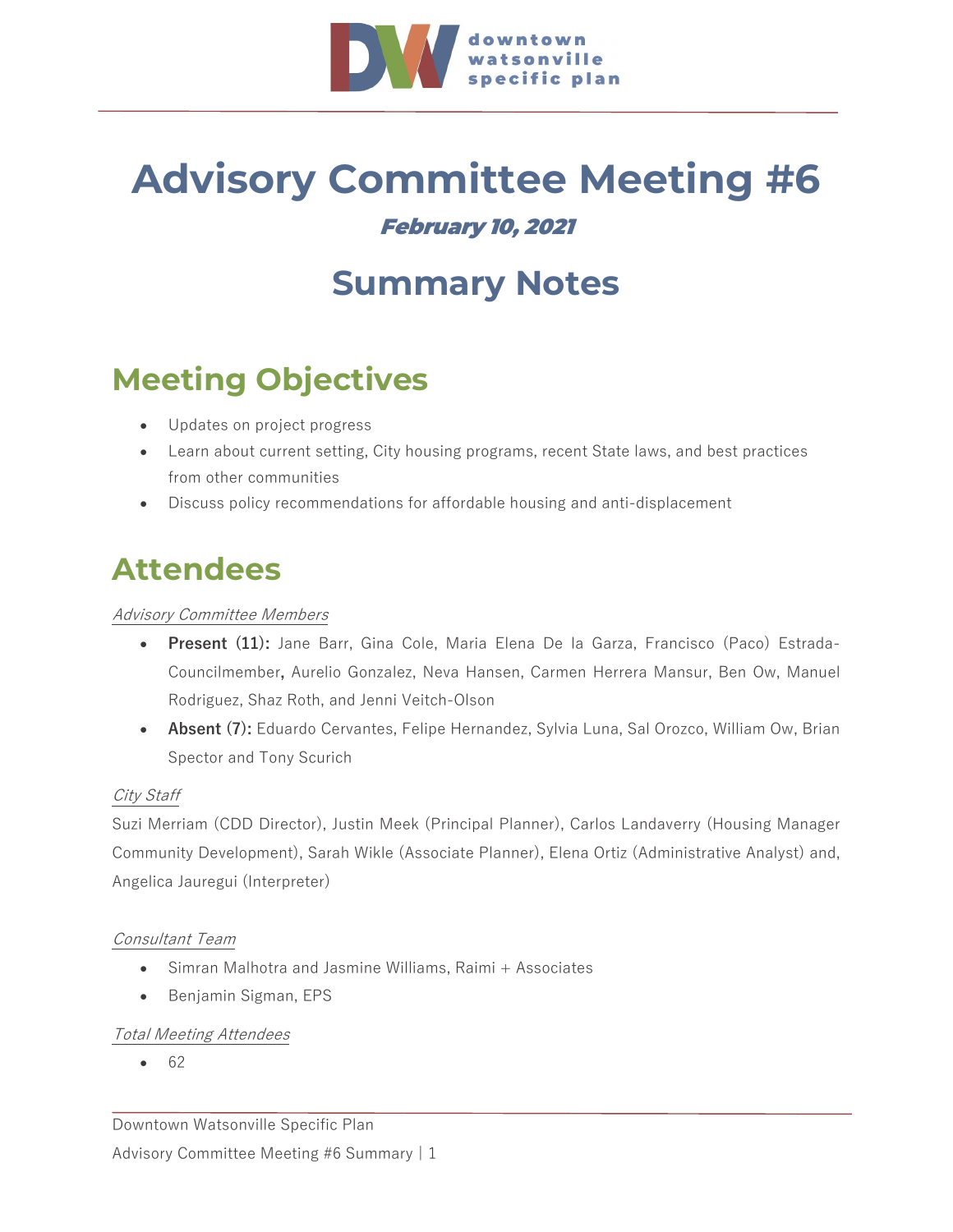downtown watsonville specific plan

# Advisory Committee Meeting #6

***February 10, 2021***

## Summary Notes

## Meeting Objectives

- Updates on project progress
- Learn about current setting, City housing programs, recent State laws, and best practices from other communities
- Discuss policy recommendations for affordable housing and anti-displacement

## Attendees

*Advisory Committee Members*

- **Present (11):** Jane Barr, Gina Cole, Maria Elena De la Garza, Francisco (Paco) Estrada-Councilmember**,** Aurelio Gonzalez, Neva Hansen, Carmen Herrera Mansur, Ben Ow, Manuel Rodriguez, Shaz Roth, and Jenni Veitch-Olson
- **Absent (7):** Eduardo Cervantes, Felipe Hernandez, Sylvia Luna, Sal Orozco, William Ow, Brian Spector and Tony Scurich

*City Staff*

Suzi Merriam (CDD Director), Justin Meek (Principal Planner), Carlos Landaverry (Housing Manager Community Development), Sarah Wikle (Associate Planner), Elena Ortiz (Administrative Analyst) and, Angelica Jauregui (Interpreter)

*Consultant Team*

- Simran Malhotra and Jasmine Williams, Raimi + Associates
- Benjamin Sigman, EPS

*Total Meeting Attendees*

- 62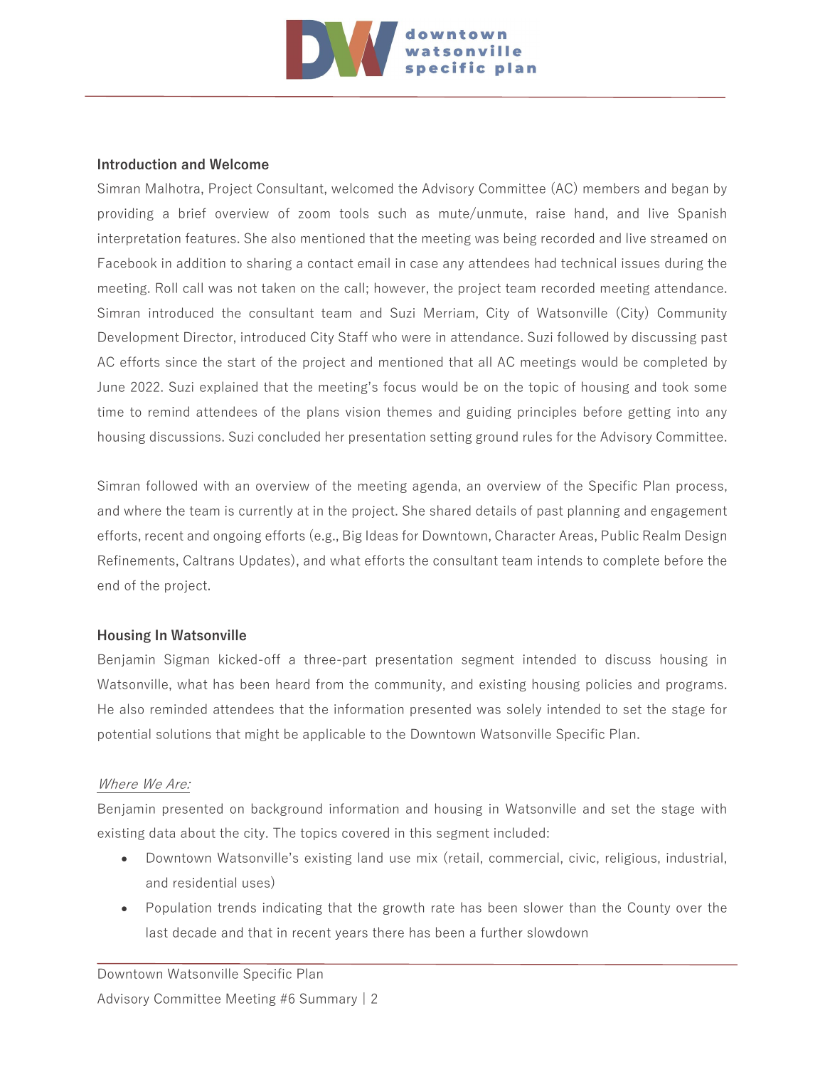## Introduction and Welcome

Simran Malhotra, Project Consultant, welcomed the Advisory Committee (AC) members and began by providing a brief overview of zoom tools such as mute/unmute, raise hand, and live Spanish interpretation features. She also mentioned that the meeting was being recorded and live streamed on Facebook in addition to sharing a contact email in case any attendees had technical issues during the meeting. Roll call was not taken on the call; however, the project team recorded meeting attendance. Simran introduced the consultant team and Suzi Merriam, City of Watsonville (City) Community Development Director, introduced City Staff who were in attendance. Suzi followed by discussing past AC efforts since the start of the project and mentioned that all AC meetings would be completed by June 2022. Suzi explained that the meeting's focus would be on the topic of housing and took some time to remind attendees of the plans vision themes and guiding principles before getting into any housing discussions. Suzi concluded her presentation setting ground rules for the Advisory Committee.

Simran followed with an overview of the meeting agenda, an overview of the Specific Plan process, and where the team is currently at in the project. She shared details of past planning and engagement efforts, recent and ongoing efforts (e.g., Big Ideas for Downtown, Character Areas, Public Realm Design Refinements, Caltrans Updates), and what efforts the consultant team intends to complete before the end of the project.

## Housing In Watsonville

Benjamin Sigman kicked-off a three-part presentation segment intended to discuss housing in Watsonville, what has been heard from the community, and existing housing policies and programs. He also reminded attendees that the information presented was solely intended to set the stage for potential solutions that might be applicable to the Downtown Watsonville Specific Plan.

*Where We Are:*

Benjamin presented on background information and housing in Watsonville and set the stage with existing data about the city. The topics covered in this segment included:

- Downtown Watsonville's existing land use mix (retail, commercial, civic, religious, industrial, and residential uses)
- Population trends indicating that the growth rate has been slower than the County over the last decade and that in recent years there has been a further slowdown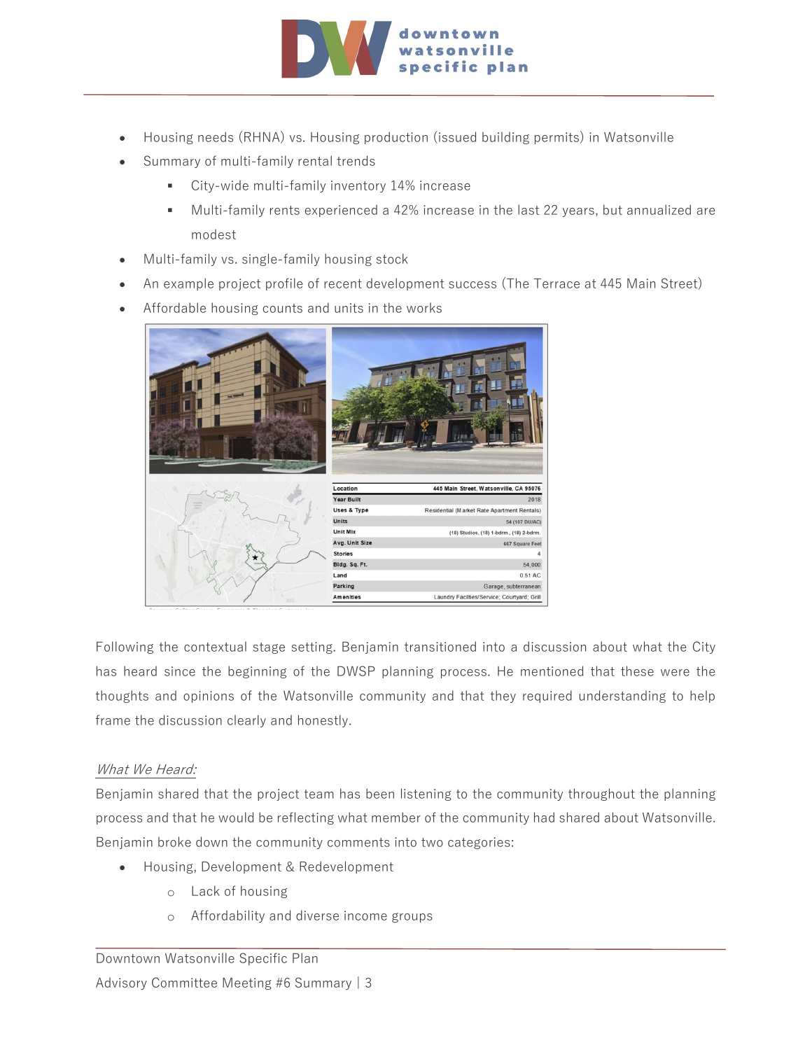- Housing needs (RHNA) vs. Housing production (issued building permits) in Watsonville
- Summary of multi-family rental trends
  - City-wide multi-family inventory 14% increase
  - Multi-family rents experienced a 42% increase in the last 22 years, but annualized are modest
- Multi-family vs. single-family housing stock
- An example project profile of recent development success (The Terrace at 445 Main Street)
- Affordable housing counts and units in the works

| Location | 445 Main Street, Watsonville, CA 95076 |
|---|---|
| Year Built | 2018 |
| Uses & Type | Residential (Market Rate Apartment Rentals) |
| Units | 54 (107 DU/AC) |
| Unit Mix | (18) Studios, (18) 1-bdrm., (18) 2-bdrm. |
| Avg. Unit Size | 667 Square Feet |
| Stories | 4 |
| Bldg. Sq. Ft. | 54,000 |
| Land | 0.51 AC |
| Parking | Garage, subterranean |
| Amenities | Laundry Facilities/Service; Courtyard; Grill |

Following the contextual stage setting. Benjamin transitioned into a discussion about what the City has heard since the beginning of the DWSP planning process. He mentioned that these were the thoughts and opinions of the Watsonville community and that they required understanding to help frame the discussion clearly and honestly.

*What We Heard:*

Benjamin shared that the project team has been listening to the community throughout the planning process and that he would be reflecting what member of the community had shared about Watsonville. Benjamin broke down the community comments into two categories:

- Housing, Development & Redevelopment
  - Lack of housing
  - Affordability and diverse income groups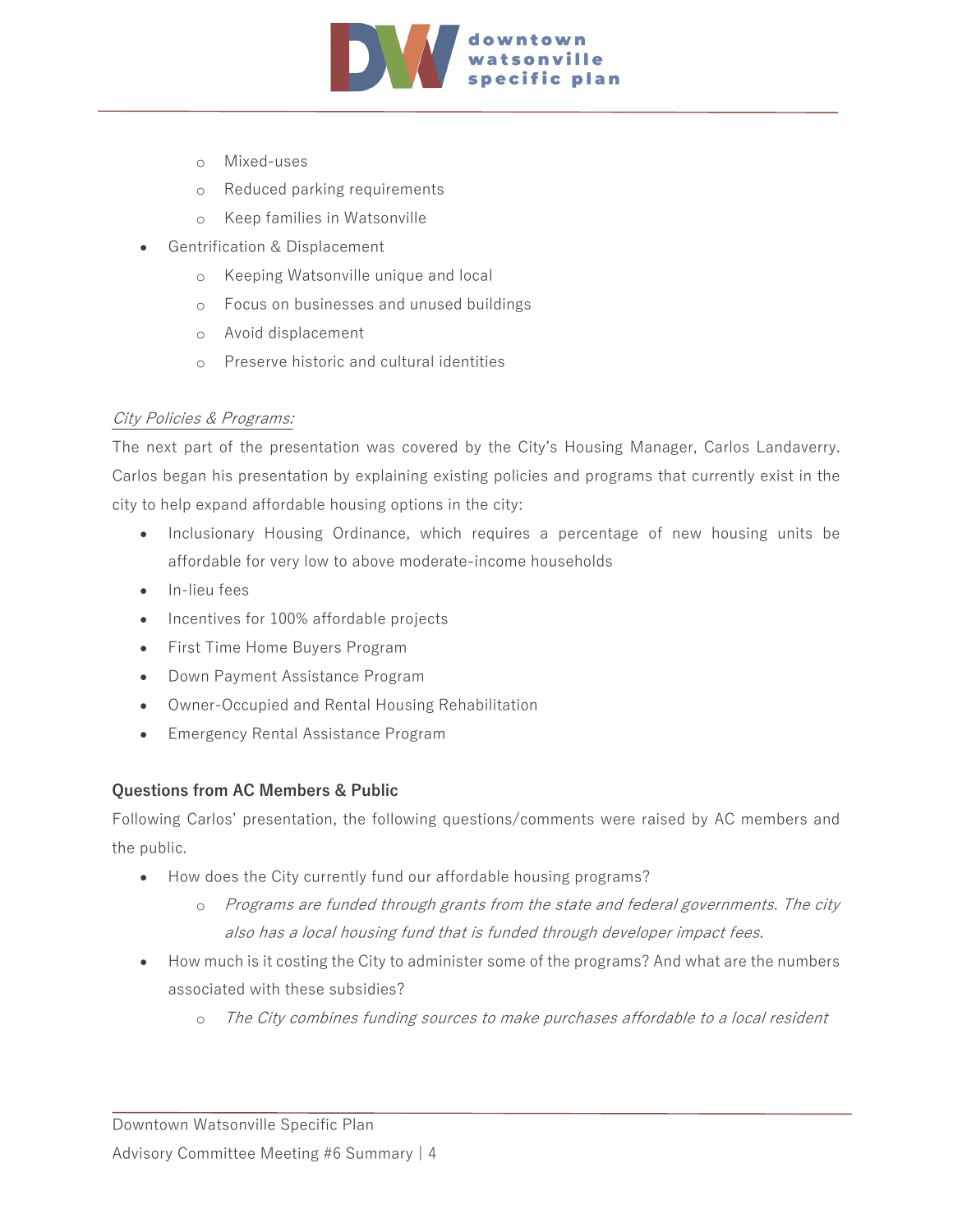- Mixed-uses
    - Reduced parking requirements
    - Keep families in Watsonville
- Gentrification & Displacement
    - Keeping Watsonville unique and local
    - Focus on businesses and unused buildings
    - Avoid displacement
    - Preserve historic and cultural identities

*City Policies & Programs:*

The next part of the presentation was covered by the City's Housing Manager, Carlos Landaverry. Carlos began his presentation by explaining existing policies and programs that currently exist in the city to help expand affordable housing options in the city:

- Inclusionary Housing Ordinance, which requires a percentage of new housing units be affordable for very low to above moderate-income households
- In-lieu fees
- Incentives for 100% affordable projects
- First Time Home Buyers Program
- Down Payment Assistance Program
- Owner-Occupied and Rental Housing Rehabilitation
- Emergency Rental Assistance Program

**Questions from AC Members & Public**

Following Carlos' presentation, the following questions/comments were raised by AC members and the public.

- How does the City currently fund our affordable housing programs?
    - *Programs are funded through grants from the state and federal governments. The city also has a local housing fund that is funded through developer impact fees.*
- How much is it costing the City to administer some of the programs? And what are the numbers associated with these subsidies?
    - *The City combines funding sources to make purchases affordable to a local resident*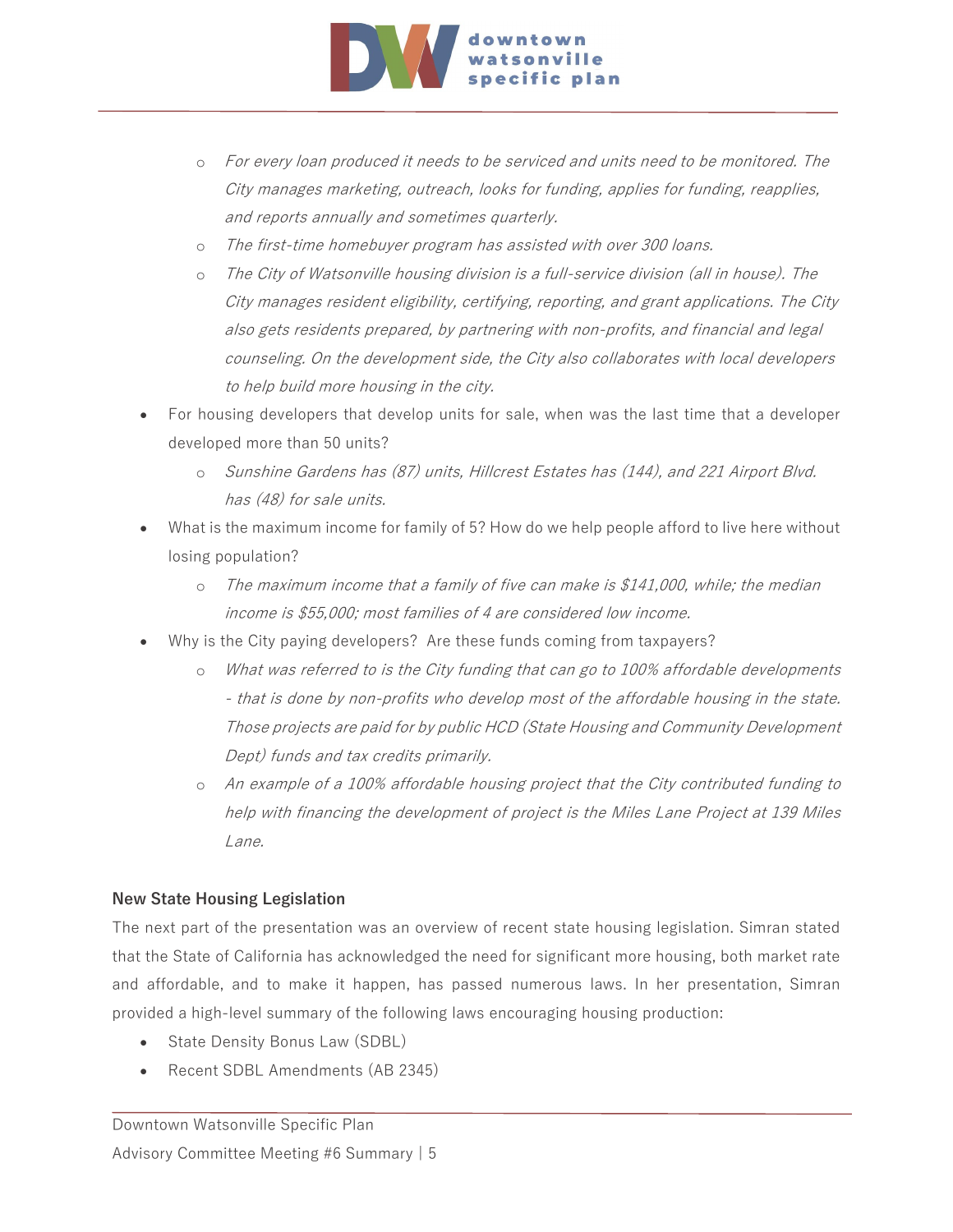- *For every loan produced it needs to be serviced and units need to be monitored. The City manages marketing, outreach, looks for funding, applies for funding, reapplies, and reports annually and sometimes quarterly.*
    - *The first-time homebuyer program has assisted with over 300 loans.*
    - *The City of Watsonville housing division is a full-service division (all in house). The City manages resident eligibility, certifying, reporting, and grant applications. The City also gets residents prepared, by partnering with non-profits, and financial and legal counseling. On the development side, the City also collaborates with local developers to help build more housing in the city.*
- For housing developers that develop units for sale, when was the last time that a developer developed more than 50 units?
    - *Sunshine Gardens has (87) units, Hillcrest Estates has (144), and 221 Airport Blvd. has (48) for sale units.*
- What is the maximum income for family of 5? How do we help people afford to live here without losing population?
    - *The maximum income that a family of five can make is $141,000, while; the median income is $55,000; most families of 4 are considered low income.*
- Why is the City paying developers? Are these funds coming from taxpayers?
    - *What was referred to is the City funding that can go to 100% affordable developments - that is done by non-profits who develop most of the affordable housing in the state. Those projects are paid for by public HCD (State Housing and Community Development Dept) funds and tax credits primarily.*
    - *An example of a 100% affordable housing project that the City contributed funding to help with financing the development of project is the Miles Lane Project at 139 Miles Lane.*

### New State Housing Legislation

The next part of the presentation was an overview of recent state housing legislation. Simran stated that the State of California has acknowledged the need for significant more housing, both market rate and affordable, and to make it happen, has passed numerous laws. In her presentation, Simran provided a high-level summary of the following laws encouraging housing production:

- State Density Bonus Law (SDBL)
- Recent SDBL Amendments (AB 2345)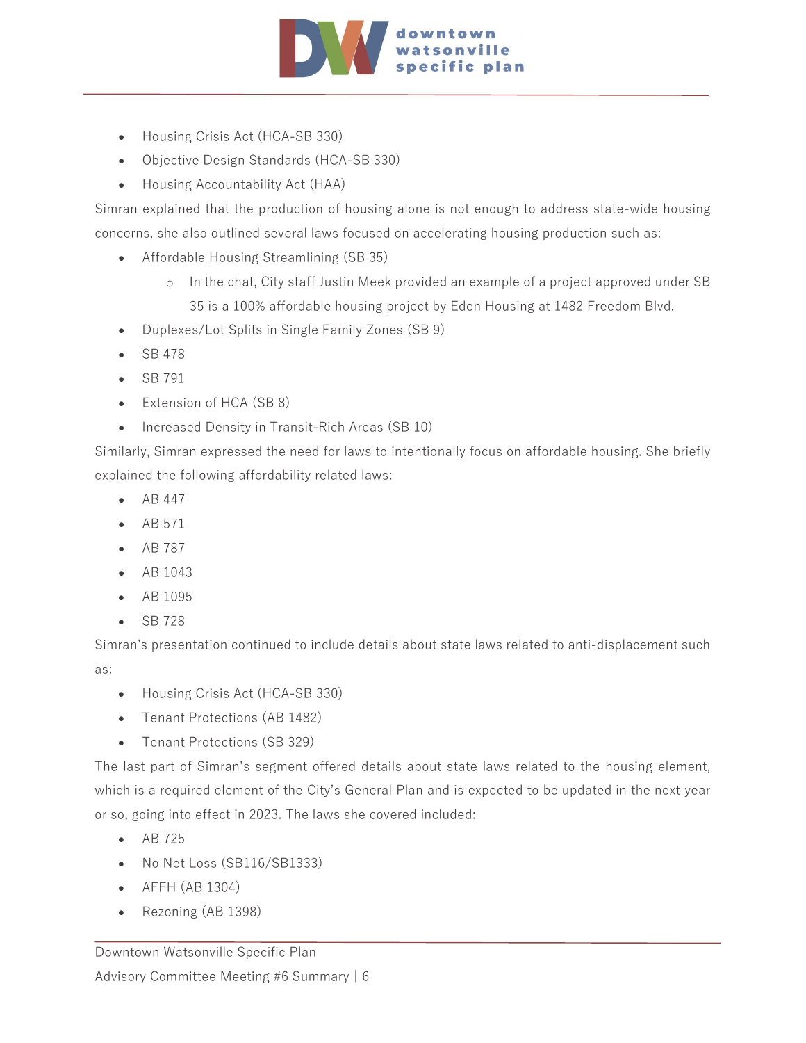- Housing Crisis Act (HCA-SB 330)
- Objective Design Standards (HCA-SB 330)
- Housing Accountability Act (HAA)

Simran explained that the production of housing alone is not enough to address state-wide housing concerns, she also outlined several laws focused on accelerating housing production such as:

- Affordable Housing Streamlining (SB 35)
    - In the chat, City staff Justin Meek provided an example of a project approved under SB 35 is a 100% affordable housing project by Eden Housing at 1482 Freedom Blvd.
- Duplexes/Lot Splits in Single Family Zones (SB 9)
- SB 478
- SB 791
- Extension of HCA (SB 8)
- Increased Density in Transit-Rich Areas (SB 10)

Similarly, Simran expressed the need for laws to intentionally focus on affordable housing. She briefly explained the following affordability related laws:

- AB 447
- AB 571
- AB 787
- AB 1043
- AB 1095
- SB 728

Simran's presentation continued to include details about state laws related to anti-displacement such as:

- Housing Crisis Act (HCA-SB 330)
- Tenant Protections (AB 1482)
- Tenant Protections (SB 329)

The last part of Simran's segment offered details about state laws related to the housing element, which is a required element of the City's General Plan and is expected to be updated in the next year or so, going into effect in 2023. The laws she covered included:

- AB 725
- No Net Loss (SB116/SB1333)
- AFFH (AB 1304)
- Rezoning (AB 1398)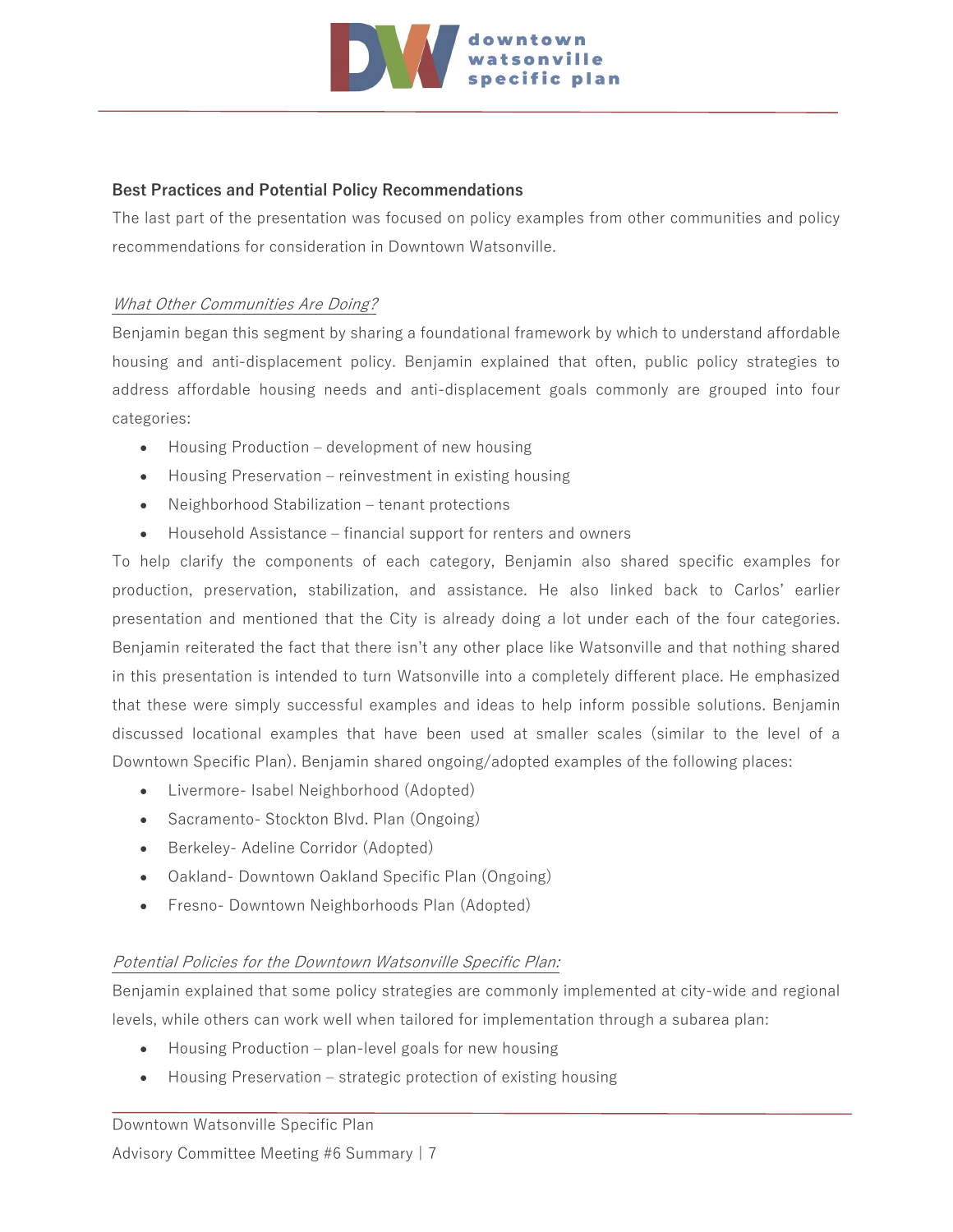## Best Practices and Potential Policy Recommendations

The last part of the presentation was focused on policy examples from other communities and policy recommendations for consideration in Downtown Watsonville.

### *What Other Communities Are Doing?*

Benjamin began this segment by sharing a foundational framework by which to understand affordable housing and anti-displacement policy. Benjamin explained that often, public policy strategies to address affordable housing needs and anti-displacement goals commonly are grouped into four categories:

- Housing Production – development of new housing
- Housing Preservation – reinvestment in existing housing
- Neighborhood Stabilization – tenant protections
- Household Assistance – financial support for renters and owners

To help clarify the components of each category, Benjamin also shared specific examples for production, preservation, stabilization, and assistance. He also linked back to Carlos' earlier presentation and mentioned that the City is already doing a lot under each of the four categories. Benjamin reiterated the fact that there isn't any other place like Watsonville and that nothing shared in this presentation is intended to turn Watsonville into a completely different place. He emphasized that these were simply successful examples and ideas to help inform possible solutions. Benjamin discussed locational examples that have been used at smaller scales (similar to the level of a Downtown Specific Plan). Benjamin shared ongoing/adopted examples of the following places:

- Livermore- Isabel Neighborhood (Adopted)
- Sacramento- Stockton Blvd. Plan (Ongoing)
- Berkeley- Adeline Corridor (Adopted)
- Oakland- Downtown Oakland Specific Plan (Ongoing)
- Fresno- Downtown Neighborhoods Plan (Adopted)

### *Potential Policies for the Downtown Watsonville Specific Plan:*

Benjamin explained that some policy strategies are commonly implemented at city-wide and regional levels, while others can work well when tailored for implementation through a subarea plan:

- Housing Production – plan-level goals for new housing
- Housing Preservation – strategic protection of existing housing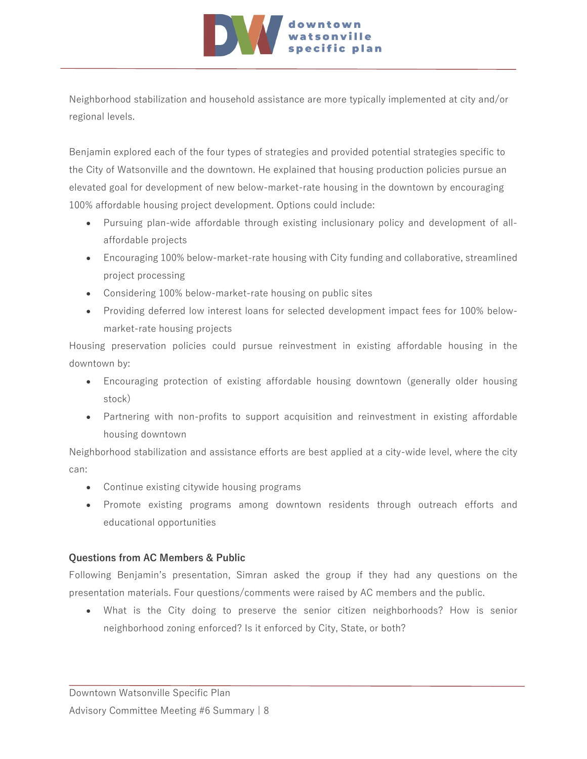Neighborhood stabilization and household assistance are more typically implemented at city and/or regional levels.

Benjamin explored each of the four types of strategies and provided potential strategies specific to the City of Watsonville and the downtown. He explained that housing production policies pursue an elevated goal for development of new below-market-rate housing in the downtown by encouraging 100% affordable housing project development. Options could include:

- Pursuing plan-wide affordable through existing inclusionary policy and development of all-affordable projects
- Encouraging 100% below-market-rate housing with City funding and collaborative, streamlined project processing
- Considering 100% below-market-rate housing on public sites
- Providing deferred low interest loans for selected development impact fees for 100% below-market-rate housing projects

Housing preservation policies could pursue reinvestment in existing affordable housing in the downtown by:

- Encouraging protection of existing affordable housing downtown (generally older housing stock)
- Partnering with non-profits to support acquisition and reinvestment in existing affordable housing downtown

Neighborhood stabilization and assistance efforts are best applied at a city-wide level, where the city can:

- Continue existing citywide housing programs
- Promote existing programs among downtown residents through outreach efforts and educational opportunities

### Questions from AC Members & Public

Following Benjamin's presentation, Simran asked the group if they had any questions on the presentation materials. Four questions/comments were raised by AC members and the public.

- What is the City doing to preserve the senior citizen neighborhoods? How is senior neighborhood zoning enforced? Is it enforced by City, State, or both?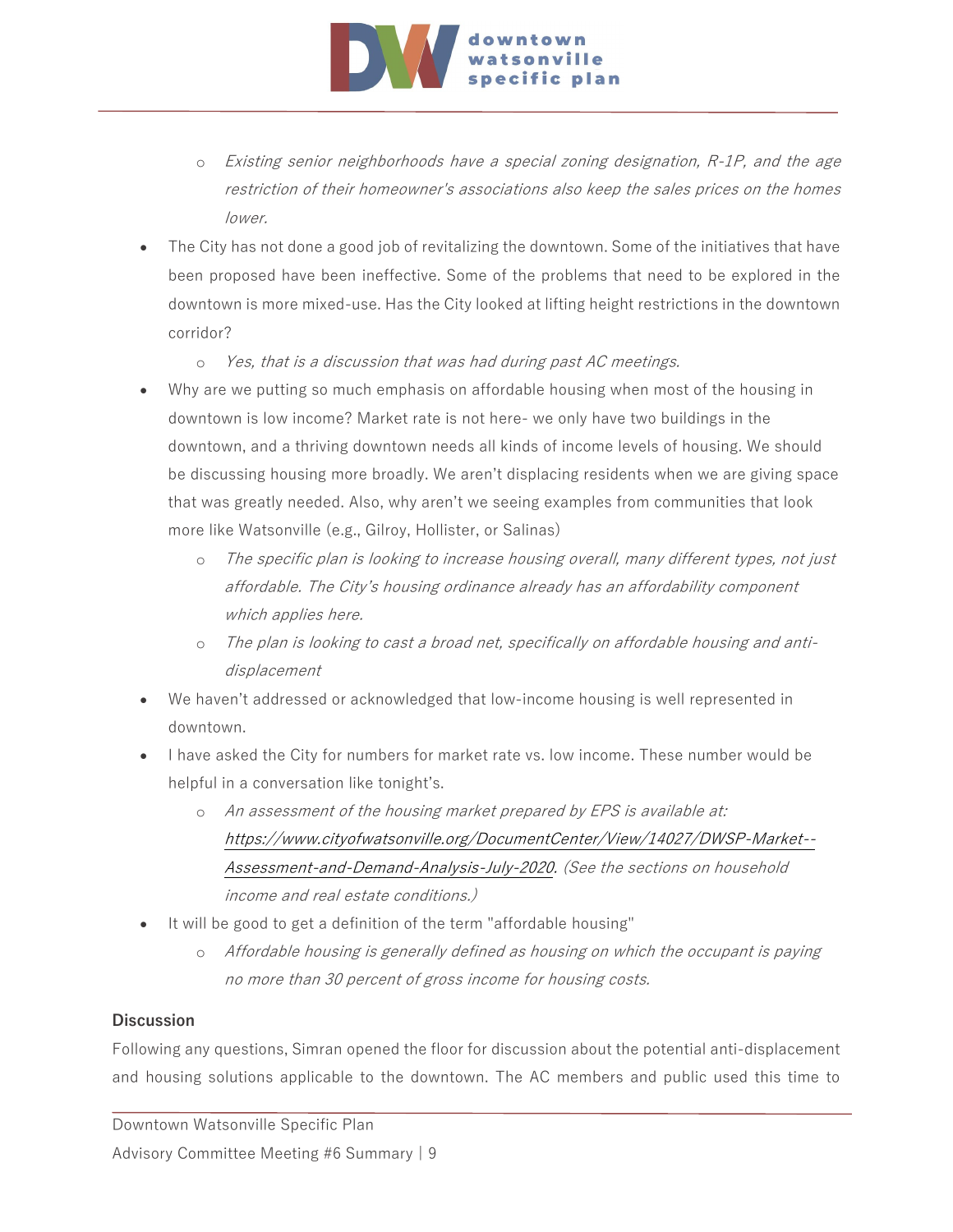- *Existing senior neighborhoods have a special zoning designation, R-1P, and the age restriction of their homeowner's associations also keep the sales prices on the homes lower.*
- The City has not done a good job of revitalizing the downtown. Some of the initiatives that have been proposed have been ineffective. Some of the problems that need to be explored in the downtown is more mixed-use. Has the City looked at lifting height restrictions in the downtown corridor?
    - *Yes, that is a discussion that was had during past AC meetings.*
- Why are we putting so much emphasis on affordable housing when most of the housing in downtown is low income? Market rate is not here- we only have two buildings in the downtown, and a thriving downtown needs all kinds of income levels of housing. We should be discussing housing more broadly. We aren't displacing residents when we are giving space that was greatly needed. Also, why aren't we seeing examples from communities that look more like Watsonville (e.g., Gilroy, Hollister, or Salinas)
    - *The specific plan is looking to increase housing overall, many different types, not just affordable. The City's housing ordinance already has an affordability component which applies here.*
    - *The plan is looking to cast a broad net, specifically on affordable housing and anti-displacement*
- We haven't addressed or acknowledged that low-income housing is well represented in downtown.
- I have asked the City for numbers for market rate vs. low income. These number would be helpful in a conversation like tonight's.
    - *An assessment of the housing market prepared by EPS is available at: [https://www.cityofwatsonville.org/DocumentCenter/View/14027/DWSP-Market--Assessment-and-Demand-Analysis-July-2020](https://www.cityofwatsonville.org/DocumentCenter/View/14027/DWSP-Market--Assessment-and-Demand-Analysis-July-2020). (See the sections on household income and real estate conditions.)*
- It will be good to get a definition of the term "affordable housing"
    - *Affordable housing is generally defined as housing on which the occupant is paying no more than 30 percent of gross income for housing costs.*

**Discussion**

Following any questions, Simran opened the floor for discussion about the potential anti-displacement and housing solutions applicable to the downtown. The AC members and public used this time to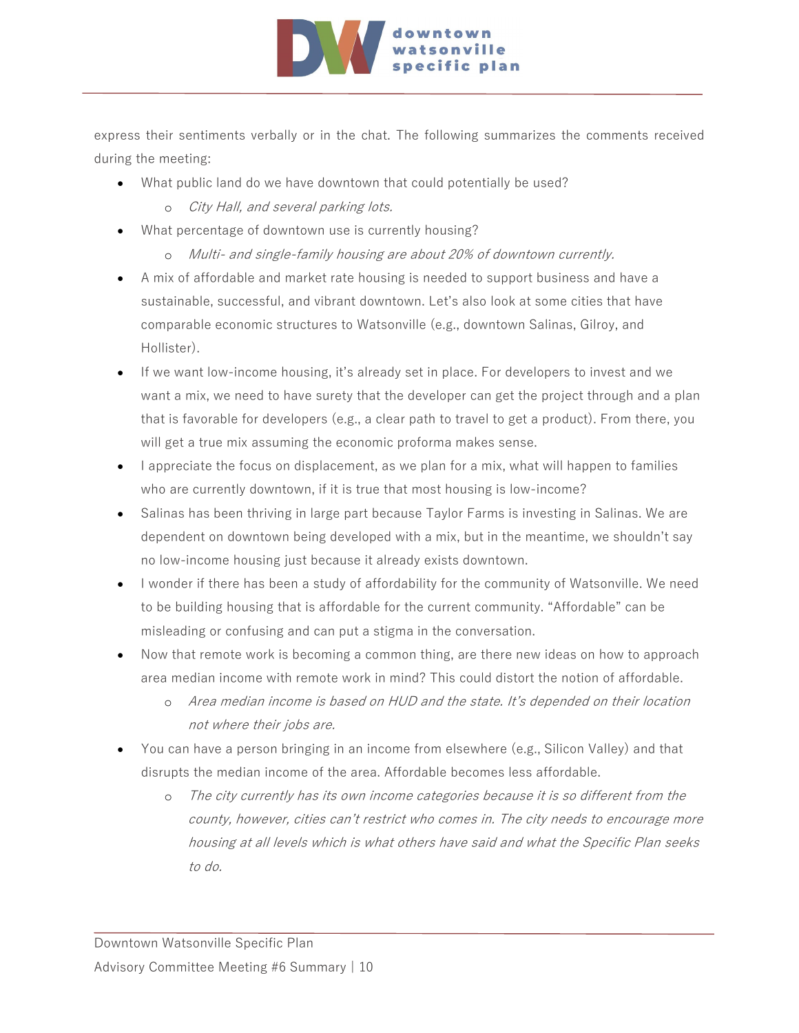express their sentiments verbally or in the chat. The following summarizes the comments received during the meeting:

- What public land do we have downtown that could potentially be used?
  - *City Hall, and several parking lots.*
- What percentage of downtown use is currently housing?
  - *Multi- and single-family housing are about 20% of downtown currently.*
- A mix of affordable and market rate housing is needed to support business and have a sustainable, successful, and vibrant downtown. Let's also look at some cities that have comparable economic structures to Watsonville (e.g., downtown Salinas, Gilroy, and Hollister).
- If we want low-income housing, it's already set in place. For developers to invest and we want a mix, we need to have surety that the developer can get the project through and a plan that is favorable for developers (e.g., a clear path to travel to get a product). From there, you will get a true mix assuming the economic proforma makes sense.
- I appreciate the focus on displacement, as we plan for a mix, what will happen to families who are currently downtown, if it is true that most housing is low-income?
- Salinas has been thriving in large part because Taylor Farms is investing in Salinas. We are dependent on downtown being developed with a mix, but in the meantime, we shouldn't say no low-income housing just because it already exists downtown.
- I wonder if there has been a study of affordability for the community of Watsonville. We need to be building housing that is affordable for the current community. "Affordable" can be misleading or confusing and can put a stigma in the conversation.
- Now that remote work is becoming a common thing, are there new ideas on how to approach area median income with remote work in mind? This could distort the notion of affordable.
  - *Area median income is based on HUD and the state. It's depended on their location not where their jobs are.*
- You can have a person bringing in an income from elsewhere (e.g., Silicon Valley) and that disrupts the median income of the area. Affordable becomes less affordable.
  - *The city currently has its own income categories because it is so different from the county, however, cities can't restrict who comes in. The city needs to encourage more housing at all levels which is what others have said and what the Specific Plan seeks to do.*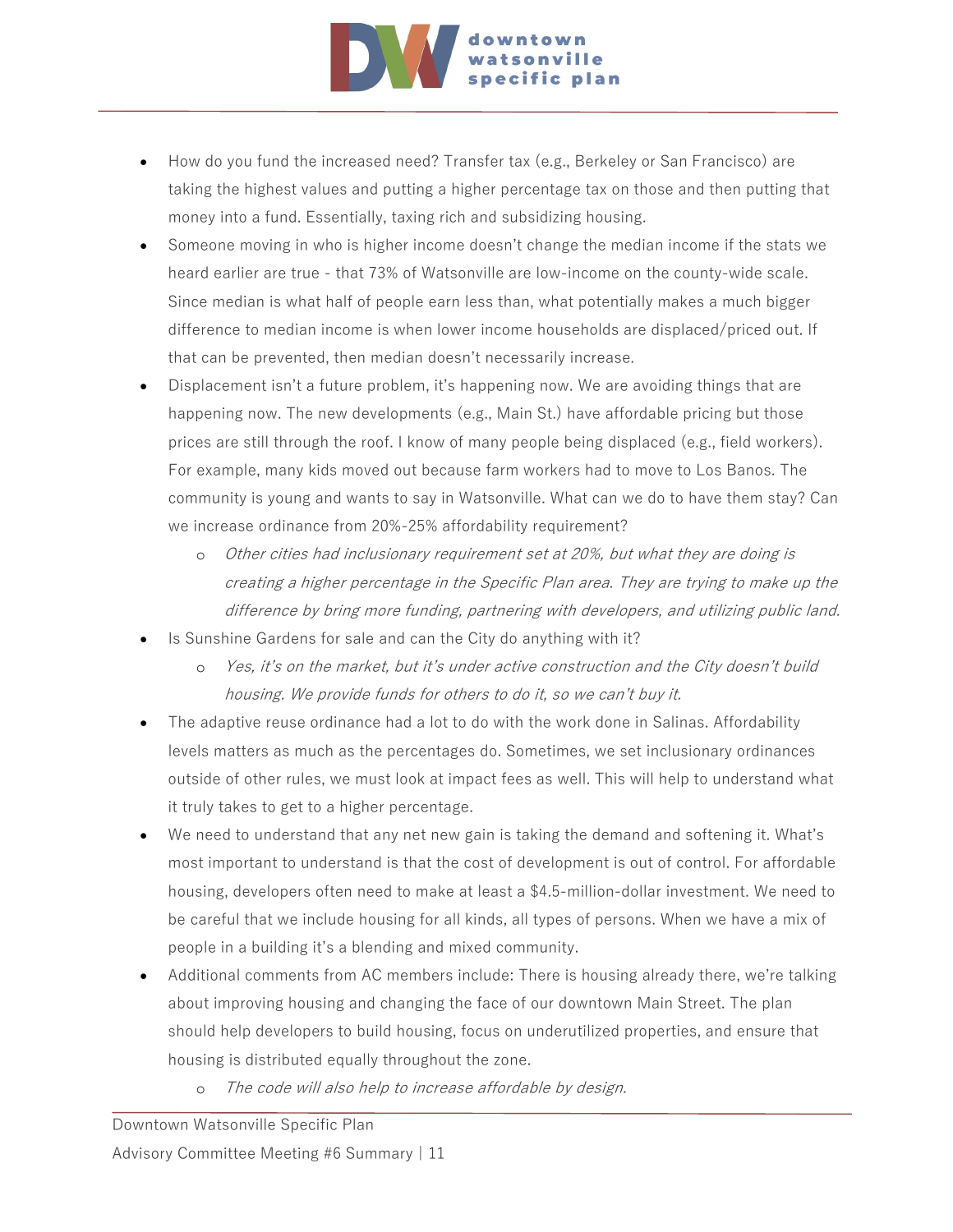- How do you fund the increased need? Transfer tax (e.g., Berkeley or San Francisco) are taking the highest values and putting a higher percentage tax on those and then putting that money into a fund. Essentially, taxing rich and subsidizing housing.
- Someone moving in who is higher income doesn't change the median income if the stats we heard earlier are true - that 73% of Watsonville are low-income on the county-wide scale. Since median is what half of people earn less than, what potentially makes a much bigger difference to median income is when lower income households are displaced/priced out. If that can be prevented, then median doesn't necessarily increase.
- Displacement isn't a future problem, it's happening now. We are avoiding things that are happening now. The new developments (e.g., Main St.) have affordable pricing but those prices are still through the roof. I know of many people being displaced (e.g., field workers). For example, many kids moved out because farm workers had to move to Los Banos. The community is young and wants to say in Watsonville. What can we do to have them stay? Can we increase ordinance from 20%-25% affordability requirement?
    - *Other cities had inclusionary requirement set at 20%, but what they are doing is creating a higher percentage in the Specific Plan area. They are trying to make up the difference by bring more funding, partnering with developers, and utilizing public land.*
- Is Sunshine Gardens for sale and can the City do anything with it?
    - *Yes, it's on the market, but it's under active construction and the City doesn't build housing. We provide funds for others to do it, so we can't buy it.*
- The adaptive reuse ordinance had a lot to do with the work done in Salinas. Affordability levels matters as much as the percentages do. Sometimes, we set inclusionary ordinances outside of other rules, we must look at impact fees as well. This will help to understand what it truly takes to get to a higher percentage.
- We need to understand that any net new gain is taking the demand and softening it. What's most important to understand is that the cost of development is out of control. For affordable housing, developers often need to make at least a $4.5-million-dollar investment. We need to be careful that we include housing for all kinds, all types of persons. When we have a mix of people in a building it's a blending and mixed community.
- Additional comments from AC members include: There is housing already there, we're talking about improving housing and changing the face of our downtown Main Street. The plan should help developers to build housing, focus on underutilized properties, and ensure that housing is distributed equally throughout the zone.
    - *The code will also help to increase affordable by design.*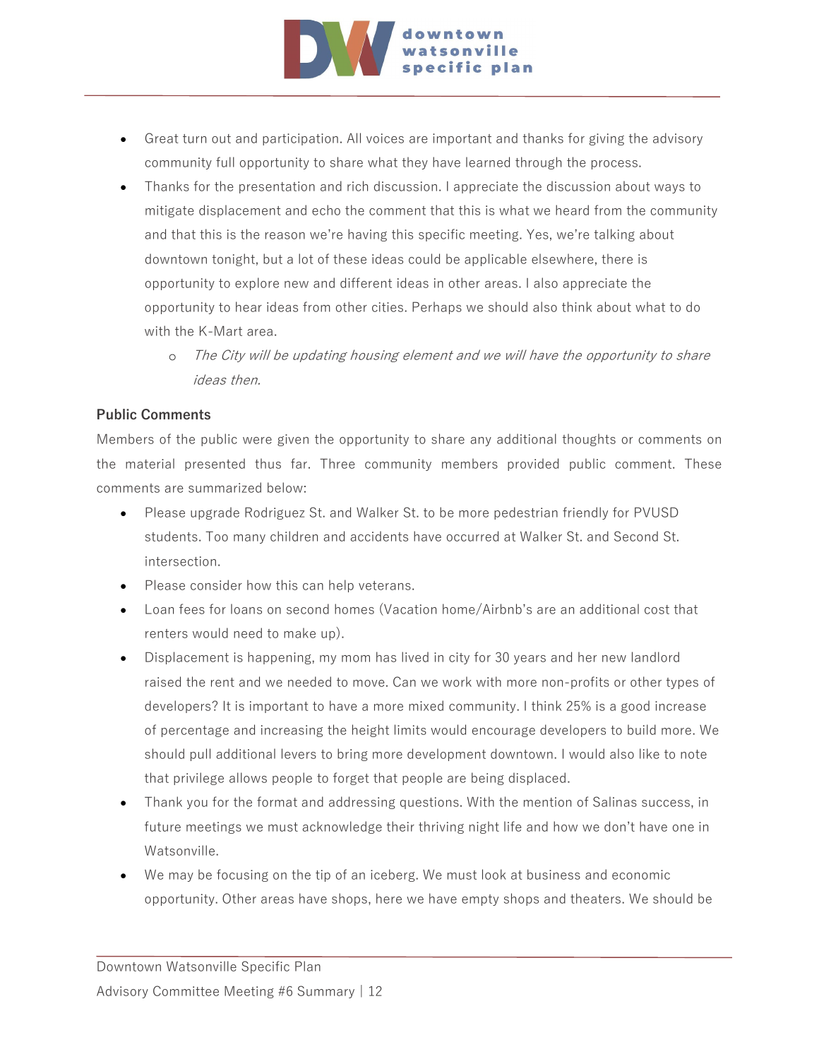- Great turn out and participation. All voices are important and thanks for giving the advisory community full opportunity to share what they have learned through the process.
- Thanks for the presentation and rich discussion. I appreciate the discussion about ways to mitigate displacement and echo the comment that this is what we heard from the community and that this is the reason we're having this specific meeting. Yes, we're talking about downtown tonight, but a lot of these ideas could be applicable elsewhere, there is opportunity to explore new and different ideas in other areas. I also appreciate the opportunity to hear ideas from other cities. Perhaps we should also think about what to do with the K-Mart area.
    - *The City will be updating housing element and we will have the opportunity to share ideas then.*

### Public Comments

Members of the public were given the opportunity to share any additional thoughts or comments on the material presented thus far. Three community members provided public comment. These comments are summarized below:

- Please upgrade Rodriguez St. and Walker St. to be more pedestrian friendly for PVUSD students. Too many children and accidents have occurred at Walker St. and Second St. intersection.
- Please consider how this can help veterans.
- Loan fees for loans on second homes (Vacation home/Airbnb's are an additional cost that renters would need to make up).
- Displacement is happening, my mom has lived in city for 30 years and her new landlord raised the rent and we needed to move. Can we work with more non-profits or other types of developers? It is important to have a more mixed community. I think 25% is a good increase of percentage and increasing the height limits would encourage developers to build more. We should pull additional levers to bring more development downtown. I would also like to note that privilege allows people to forget that people are being displaced.
- Thank you for the format and addressing questions. With the mention of Salinas success, in future meetings we must acknowledge their thriving night life and how we don't have one in Watsonville.
- We may be focusing on the tip of an iceberg. We must look at business and economic opportunity. Other areas have shops, here we have empty shops and theaters. We should be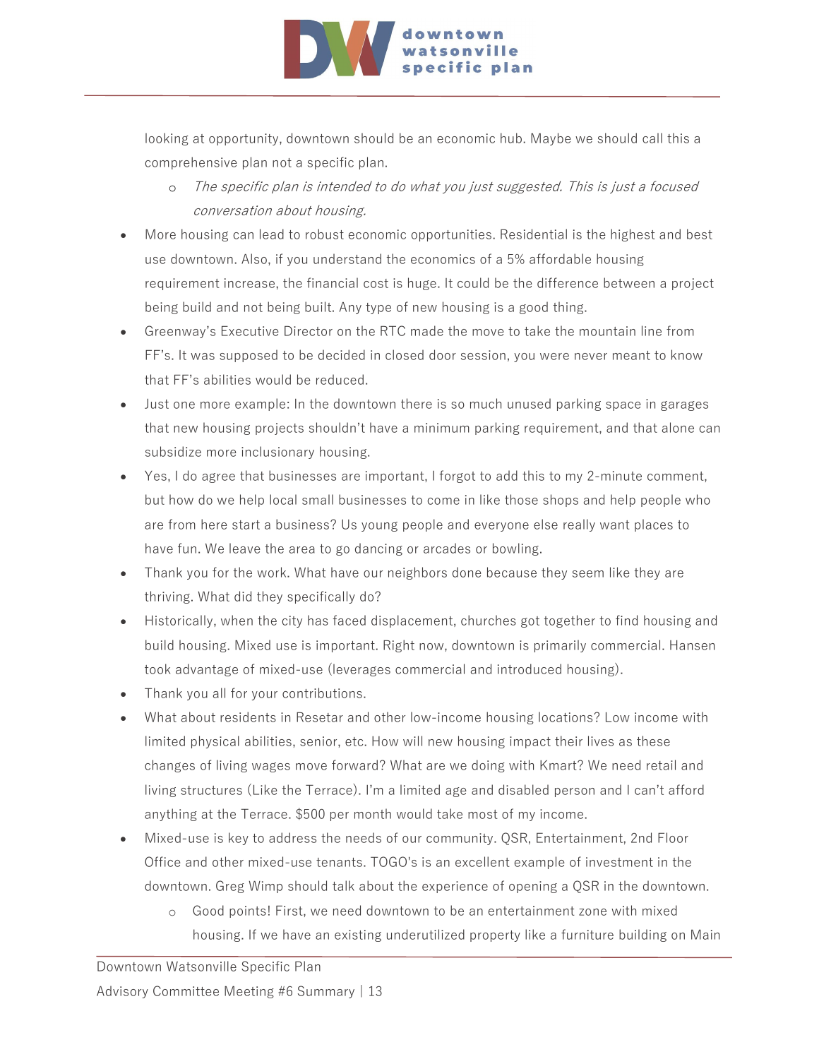looking at opportunity, downtown should be an economic hub. Maybe we should call this a comprehensive plan not a specific plan.

  - *The specific plan is intended to do what you just suggested. This is just a focused conversation about housing.*

- More housing can lead to robust economic opportunities. Residential is the highest and best use downtown. Also, if you understand the economics of a 5% affordable housing requirement increase, the financial cost is huge. It could be the difference between a project being build and not being built. Any type of new housing is a good thing.
- Greenway's Executive Director on the RTC made the move to take the mountain line from FF's. It was supposed to be decided in closed door session, you were never meant to know that FF's abilities would be reduced.
- Just one more example: In the downtown there is so much unused parking space in garages that new housing projects shouldn't have a minimum parking requirement, and that alone can subsidize more inclusionary housing.
- Yes, I do agree that businesses are important, I forgot to add this to my 2-minute comment, but how do we help local small businesses to come in like those shops and help people who are from here start a business? Us young people and everyone else really want places to have fun. We leave the area to go dancing or arcades or bowling.
- Thank you for the work. What have our neighbors done because they seem like they are thriving. What did they specifically do?
- Historically, when the city has faced displacement, churches got together to find housing and build housing. Mixed use is important. Right now, downtown is primarily commercial. Hansen took advantage of mixed-use (leverages commercial and introduced housing).
- Thank you all for your contributions.
- What about residents in Resetar and other low-income housing locations? Low income with limited physical abilities, senior, etc. How will new housing impact their lives as these changes of living wages move forward? What are we doing with Kmart? We need retail and living structures (Like the Terrace). I'm a limited age and disabled person and I can't afford anything at the Terrace. $500 per month would take most of my income.
- Mixed-use is key to address the needs of our community. QSR, Entertainment, 2nd Floor Office and other mixed-use tenants. TOGO's is an excellent example of investment in the downtown. Greg Wimp should talk about the experience of opening a QSR in the downtown.
  - Good points! First, we need downtown to be an entertainment zone with mixed housing. If we have an existing underutilized property like a furniture building on Main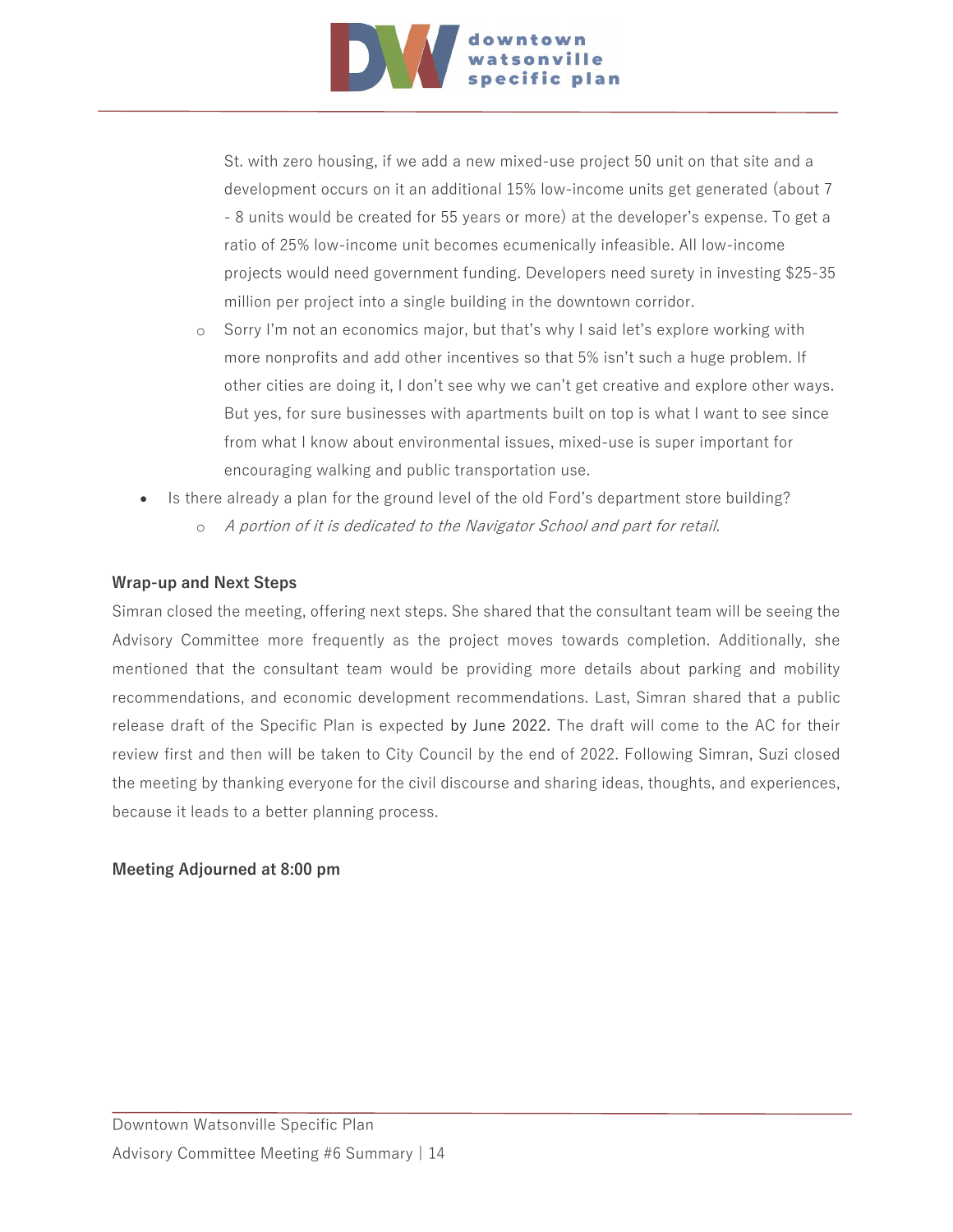St. with zero housing, if we add a new mixed-use project 50 unit on that site and a development occurs on it an additional 15% low-income units get generated (about 7 - 8 units would be created for 55 years or more) at the developer's expense. To get a ratio of 25% low-income unit becomes ecumenically infeasible. All low-income projects would need government funding. Developers need surety in investing $25-35 million per project into a single building in the downtown corridor.

  - Sorry I'm not an economics major, but that's why I said let's explore working with more nonprofits and add other incentives so that 5% isn't such a huge problem. If other cities are doing it, I don't see why we can't get creative and explore other ways. But yes, for sure businesses with apartments built on top is what I want to see since from what I know about environmental issues, mixed-use is super important for encouraging walking and public transportation use.

- Is there already a plan for the ground level of the old Ford's department store building?
  - *A portion of it is dedicated to the Navigator School and part for retail.*

**Wrap-up and Next Steps**

Simran closed the meeting, offering next steps. She shared that the consultant team will be seeing the Advisory Committee more frequently as the project moves towards completion. Additionally, she mentioned that the consultant team would be providing more details about parking and mobility recommendations, and economic development recommendations. Last, Simran shared that a public release draft of the Specific Plan is expected by June 2022. The draft will come to the AC for their review first and then will be taken to City Council by the end of 2022. Following Simran, Suzi closed the meeting by thanking everyone for the civil discourse and sharing ideas, thoughts, and experiences, because it leads to a better planning process.

**Meeting Adjourned at 8:00 pm**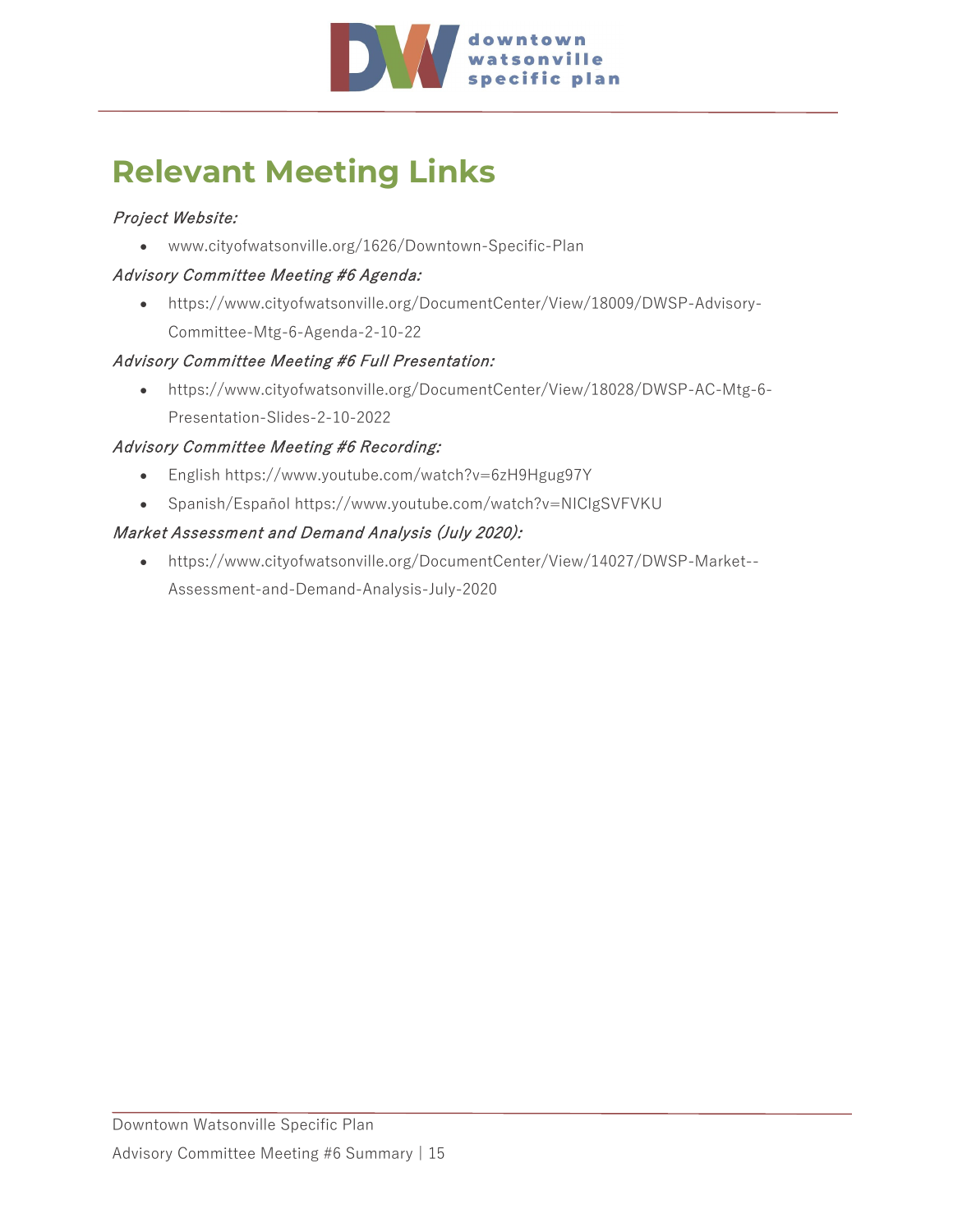# Relevant Meeting Links

*Project Website:*

- www.cityofwatsonville.org/1626/Downtown-Specific-Plan

*Advisory Committee Meeting #6 Agenda:*

- https://www.cityofwatsonville.org/DocumentCenter/View/18009/DWSP-Advisory-Committee-Mtg-6-Agenda-2-10-22

*Advisory Committee Meeting #6 Full Presentation:*

- https://www.cityofwatsonville.org/DocumentCenter/View/18028/DWSP-AC-Mtg-6-Presentation-Slides-2-10-2022

*Advisory Committee Meeting #6 Recording:*

- English https://www.youtube.com/watch?v=6zH9Hgug97Y
- Spanish/Español https://www.youtube.com/watch?v=NICIgSVFVKU

*Market Assessment and Demand Analysis (July 2020):*

- https://www.cityofwatsonville.org/DocumentCenter/View/14027/DWSP-Market--Assessment-and-Demand-Analysis-July-2020